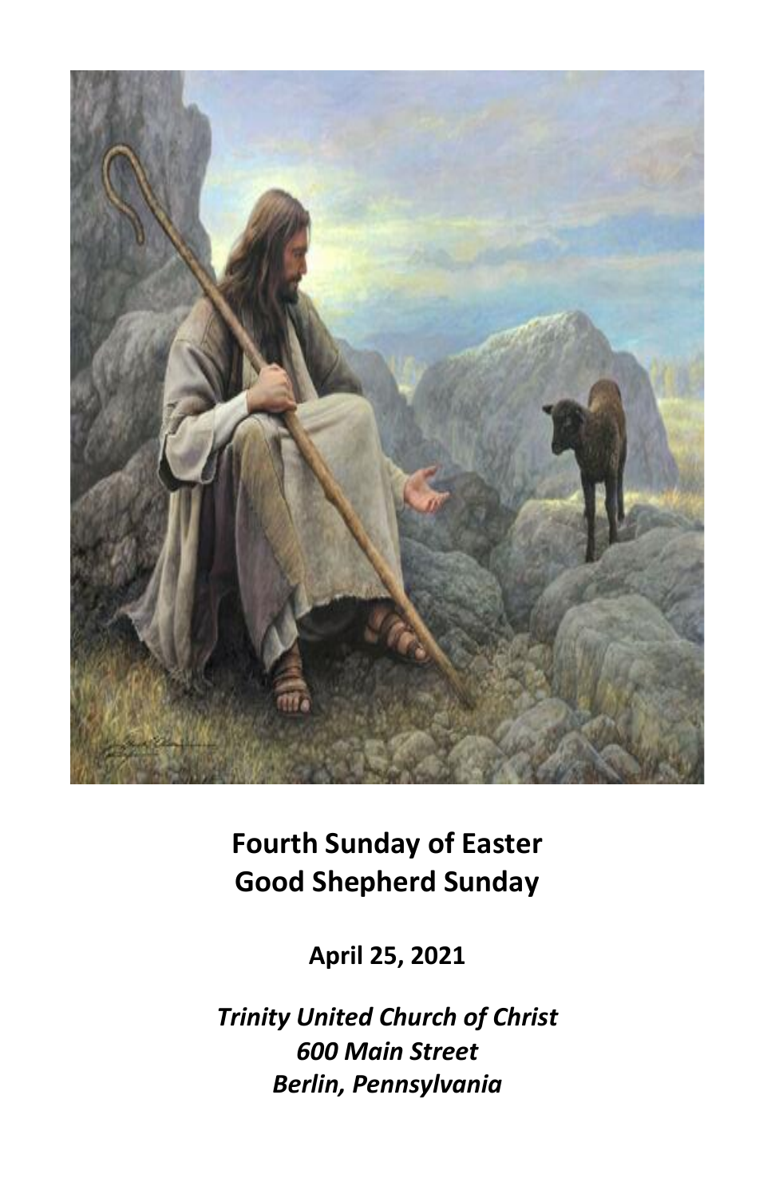# Fourth Sunday of Easter
# Good Shepherd Sunday

**April 25, 2021**

***Trinity United Church of Christ***
***600 Main Street***
***Berlin, Pennsylvania***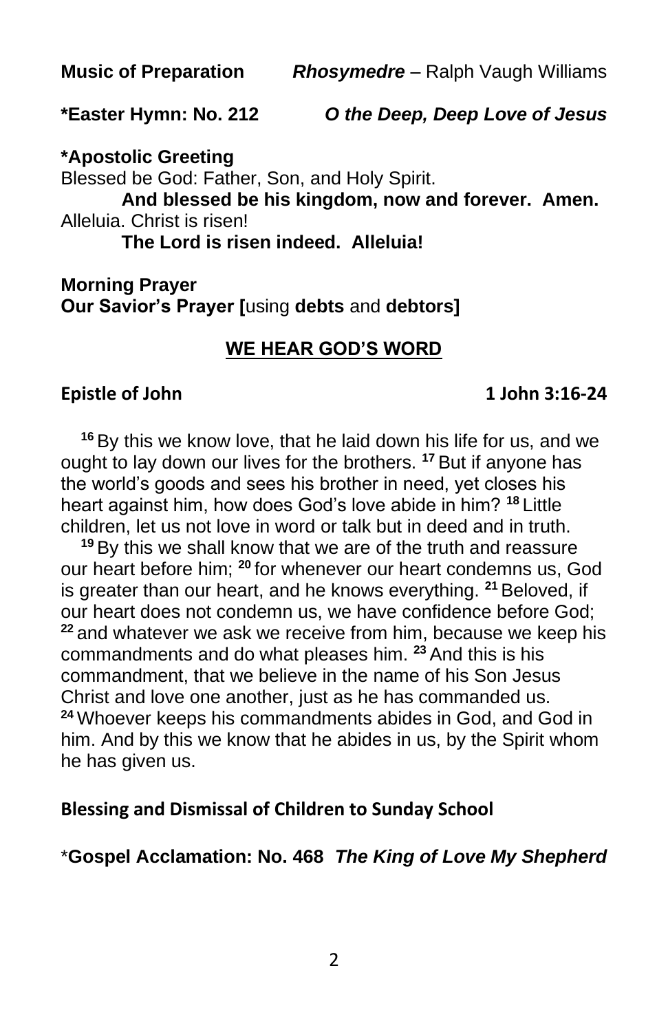**Music of Preparation** ***Rhosymedre*** – Ralph Vaugh Williams

**\*Easter Hymn: No. 212** ***O the Deep, Deep Love of Jesus***

**\*Apostolic Greeting**

Blessed be God: Father, Son, and Holy Spirit.

**And blessed be his kingdom, now and forever. Amen.**

Alleluia. Christ is risen!

**The Lord is risen indeed. Alleluia!**

**Morning Prayer**

**Our Savior's Prayer [**using **debts** and **debtors]**

## WE HEAR GOD'S WORD

**Epistle of John** **1 John 3:16-24**

[16] By this we know love, that he laid down his life for us, and we ought to lay down our lives for the brothers. [17] But if anyone has the world's goods and sees his brother in need, yet closes his heart against him, how does God's love abide in him? [18] Little children, let us not love in word or talk but in deed and in truth.

[19] By this we shall know that we are of the truth and reassure our heart before him; [20] for whenever our heart condemns us, God is greater than our heart, and he knows everything. [21] Beloved, if our heart does not condemn us, we have confidence before God; [22] and whatever we ask we receive from him, because we keep his commandments and do what pleases him. [23] And this is his commandment, that we believe in the name of his Son Jesus Christ and love one another, just as he has commanded us. [24] Whoever keeps his commandments abides in God, and God in him. And by this we know that he abides in us, by the Spirit whom he has given us.

**Blessing and Dismissal of Children to Sunday School**

\***Gospel Acclamation: No. 468** ***The King of Love My Shepherd***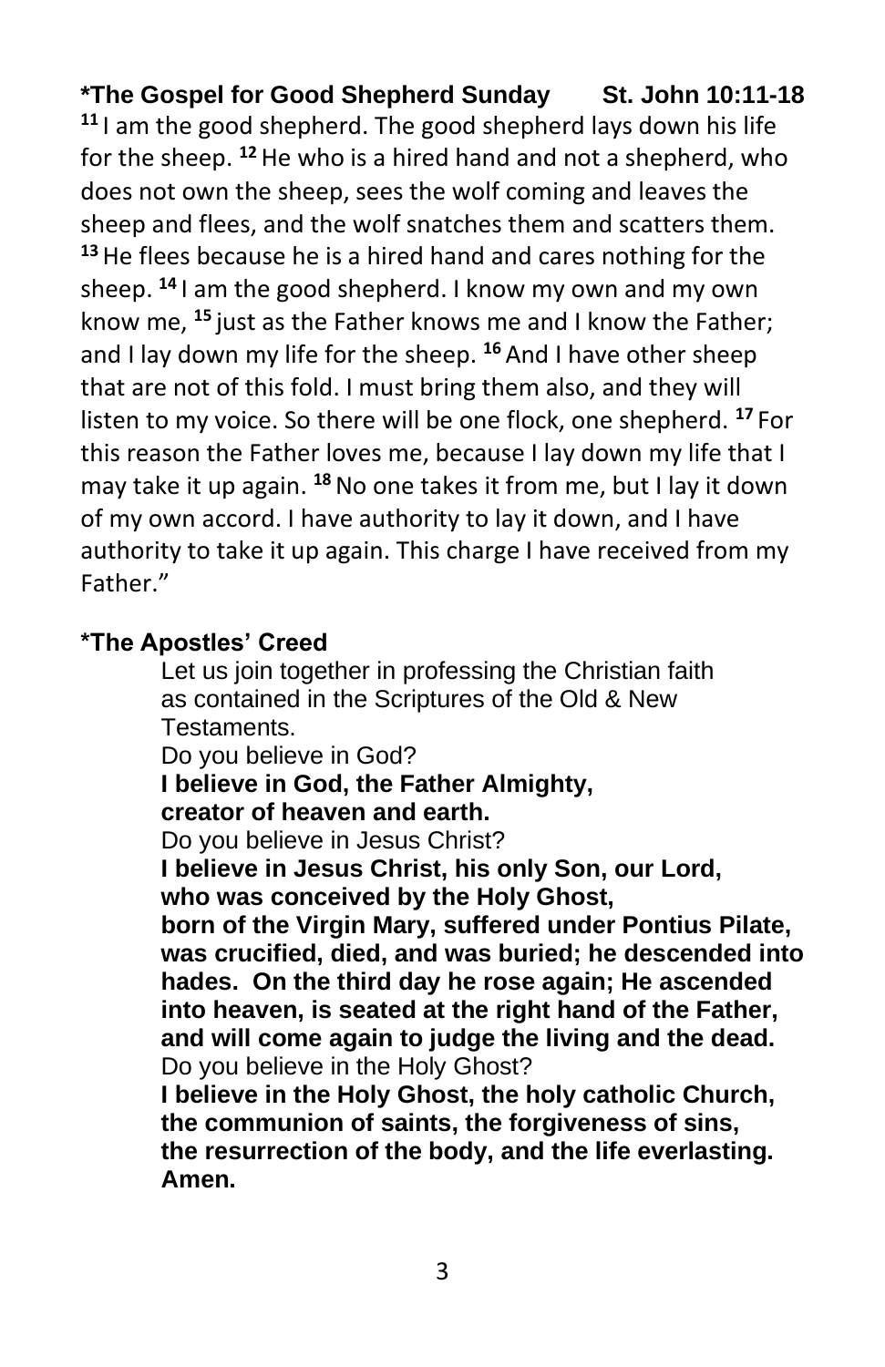**\*The Gospel for Good Shepherd Sunday St. John 10:11-18**

[11] I am the good shepherd. The good shepherd lays down his life for the sheep. [12] He who is a hired hand and not a shepherd, who does not own the sheep, sees the wolf coming and leaves the sheep and flees, and the wolf snatches them and scatters them. [13] He flees because he is a hired hand and cares nothing for the sheep. [14] I am the good shepherd. I know my own and my own know me, [15] just as the Father knows me and I know the Father; and I lay down my life for the sheep. [16] And I have other sheep that are not of this fold. I must bring them also, and they will listen to my voice. So there will be one flock, one shepherd. [17] For this reason the Father loves me, because I lay down my life that I may take it up again. [18] No one takes it from me, but I lay it down of my own accord. I have authority to lay it down, and I have authority to take it up again. This charge I have received from my Father."

**\*The Apostles' Creed**

Let us join together in professing the Christian faith as contained in the Scriptures of the Old & New Testaments.

Do you believe in God?

**I believe in God, the Father Almighty,
creator of heaven and earth.**

Do you believe in Jesus Christ?

**I believe in Jesus Christ, his only Son, our Lord,
who was conceived by the Holy Ghost,
born of the Virgin Mary, suffered under Pontius Pilate, was crucified, died, and was buried; he descended into hades. On the third day he rose again; He ascended into heaven, is seated at the right hand of the Father, and will come again to judge the living and the dead.**

Do you believe in the Holy Ghost?

**I believe in the Holy Ghost, the holy catholic Church,
the communion of saints, the forgiveness of sins,
the resurrection of the body, and the life everlasting. Amen.**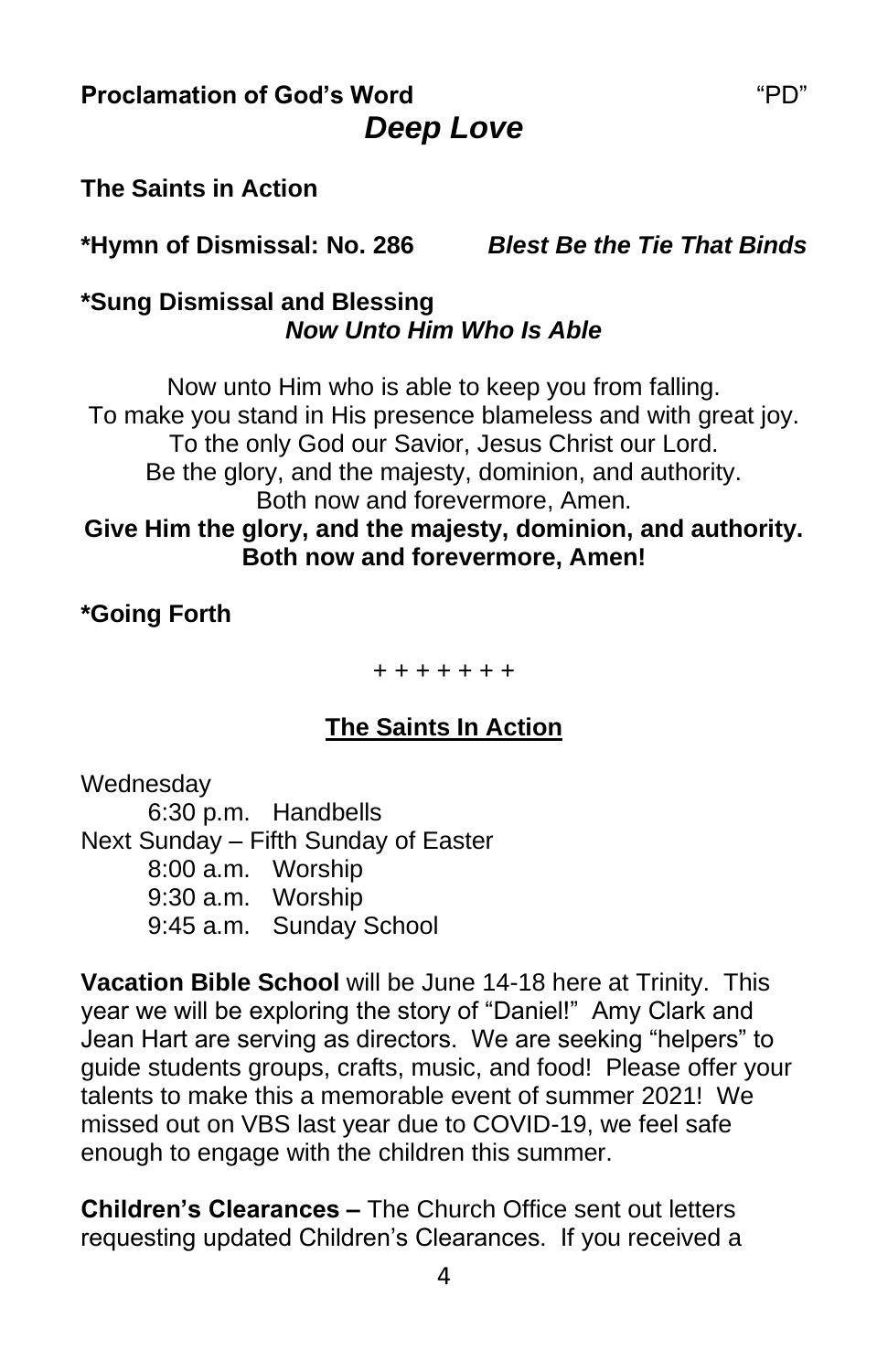**Proclamation of God's Word** "PD"

***Deep Love***

**The Saints in Action**

**\*Hymn of Dismissal: No. 286** ***Blest Be the Tie That Binds***

**\*Sung Dismissal and Blessing**
***Now Unto Him Who Is Able***

Now unto Him who is able to keep you from falling.
To make you stand in His presence blameless and with great joy.
To the only God our Savior, Jesus Christ our Lord.
Be the glory, and the majesty, dominion, and authority.
Both now and forevermore, Amen.
**Give Him the glory, and the majesty, dominion, and authority.**
**Both now and forevermore, Amen!**

**\*Going Forth**

\+ + + + + + +

## The Saints In Action

Wednesday
  6:30 p.m. Handbells
Next Sunday – Fifth Sunday of Easter
  8:00 a.m. Worship
  9:30 a.m. Worship
  9:45 a.m. Sunday School

**Vacation Bible School** will be June 14-18 here at Trinity. This year we will be exploring the story of "Daniel!" Amy Clark and Jean Hart are serving as directors. We are seeking "helpers" to guide students groups, crafts, music, and food! Please offer your talents to make this a memorable event of summer 2021! We missed out on VBS last year due to COVID-19, we feel safe enough to engage with the children this summer.

**Children's Clearances –** The Church Office sent out letters requesting updated Children's Clearances. If you received a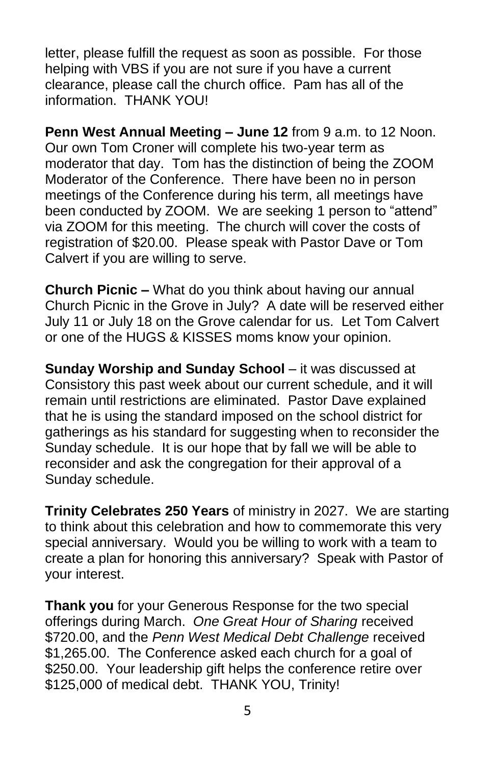letter, please fulfill the request as soon as possible. For those helping with VBS if you are not sure if you have a current clearance, please call the church office. Pam has all of the information. THANK YOU!

**Penn West Annual Meeting – June 12** from 9 a.m. to 12 Noon. Our own Tom Croner will complete his two-year term as moderator that day. Tom has the distinction of being the ZOOM Moderator of the Conference. There have been no in person meetings of the Conference during his term, all meetings have been conducted by ZOOM. We are seeking 1 person to "attend" via ZOOM for this meeting. The church will cover the costs of registration of $20.00. Please speak with Pastor Dave or Tom Calvert if you are willing to serve.

**Church Picnic –** What do you think about having our annual Church Picnic in the Grove in July? A date will be reserved either July 11 or July 18 on the Grove calendar for us. Let Tom Calvert or one of the HUGS & KISSES moms know your opinion.

**Sunday Worship and Sunday School** – it was discussed at Consistory this past week about our current schedule, and it will remain until restrictions are eliminated. Pastor Dave explained that he is using the standard imposed on the school district for gatherings as his standard for suggesting when to reconsider the Sunday schedule. It is our hope that by fall we will be able to reconsider and ask the congregation for their approval of a Sunday schedule.

**Trinity Celebrates 250 Years** of ministry in 2027. We are starting to think about this celebration and how to commemorate this very special anniversary. Would you be willing to work with a team to create a plan for honoring this anniversary? Speak with Pastor of your interest.

**Thank you** for your Generous Response for the two special offerings during March. *One Great Hour of Sharing* received $720.00, and the *Penn West Medical Debt Challenge* received $1,265.00. The Conference asked each church for a goal of $250.00. Your leadership gift helps the conference retire over $125,000 of medical debt. THANK YOU, Trinity!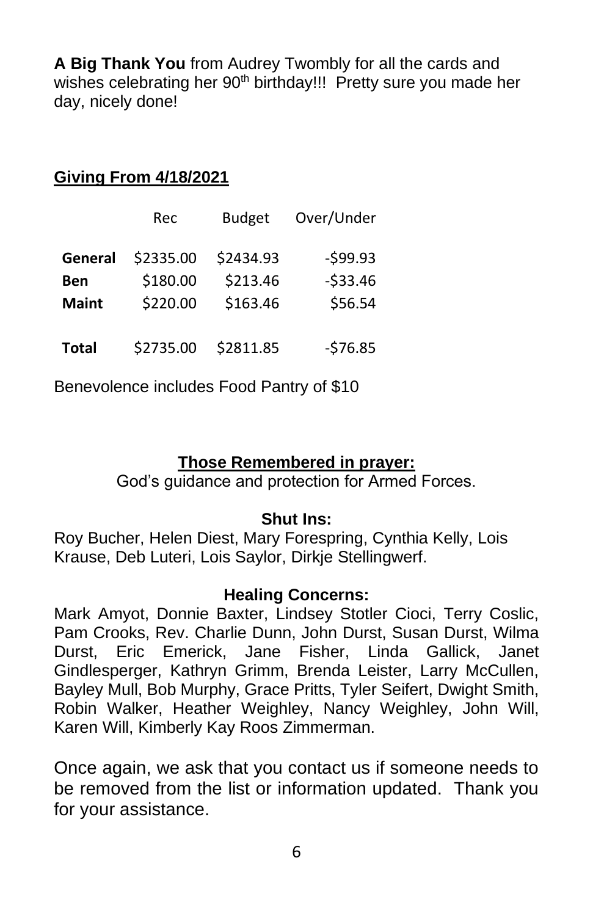**A Big Thank You** from Audrey Twombly for all the cards and wishes celebrating her 90th birthday!!! Pretty sure you made her day, nicely done!

**Giving From 4/18/2021**

| | Rec | Budget | Over/Under |
|---|---|---|---|
| **General** | $2335.00 | $2434.93 | -$99.93 |
| **Ben** | $180.00 | $213.46 | -$33.46 |
| **Maint** | $220.00 | $163.46 | $56.54 |
| **Total** | $2735.00 | $2811.85 | -$76.85 |

Benevolence includes Food Pantry of $10

**Those Remembered in prayer:**

God's guidance and protection for Armed Forces.

**Shut Ins:**

Roy Bucher, Helen Diest, Mary Forespring, Cynthia Kelly, Lois Krause, Deb Luteri, Lois Saylor, Dirkje Stellingwerf.

**Healing Concerns:**

Mark Amyot, Donnie Baxter, Lindsey Stotler Cioci, Terry Coslic, Pam Crooks, Rev. Charlie Dunn, John Durst, Susan Durst, Wilma Durst, Eric Emerick, Jane Fisher, Linda Gallick, Janet Gindlesperger, Kathryn Grimm, Brenda Leister, Larry McCullen, Bayley Mull, Bob Murphy, Grace Pritts, Tyler Seifert, Dwight Smith, Robin Walker, Heather Weighley, Nancy Weighley, John Will, Karen Will, Kimberly Kay Roos Zimmerman.

Once again, we ask that you contact us if someone needs to be removed from the list or information updated. Thank you for your assistance.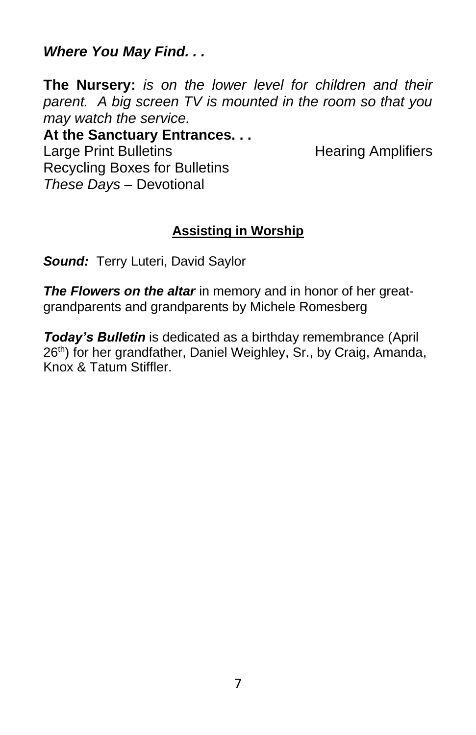***Where You May Find. . .***

**The Nursery:** *is on the lower level for children and their parent. A big screen TV is mounted in the room so that you may watch the service.*

**At the Sanctuary Entrances. . .**

Large Print Bulletins

Hearing Amplifiers

Recycling Boxes for Bulletins

*These Days* – Devotional

## Assisting in Worship

***Sound:*** Terry Luteri, David Saylor

***The Flowers on the altar*** in memory and in honor of her great-grandparents and grandparents by Michele Romesberg

***Today's Bulletin*** is dedicated as a birthday remembrance (April 26th) for her grandfather, Daniel Weighley, Sr., by Craig, Amanda, Knox & Tatum Stiffler.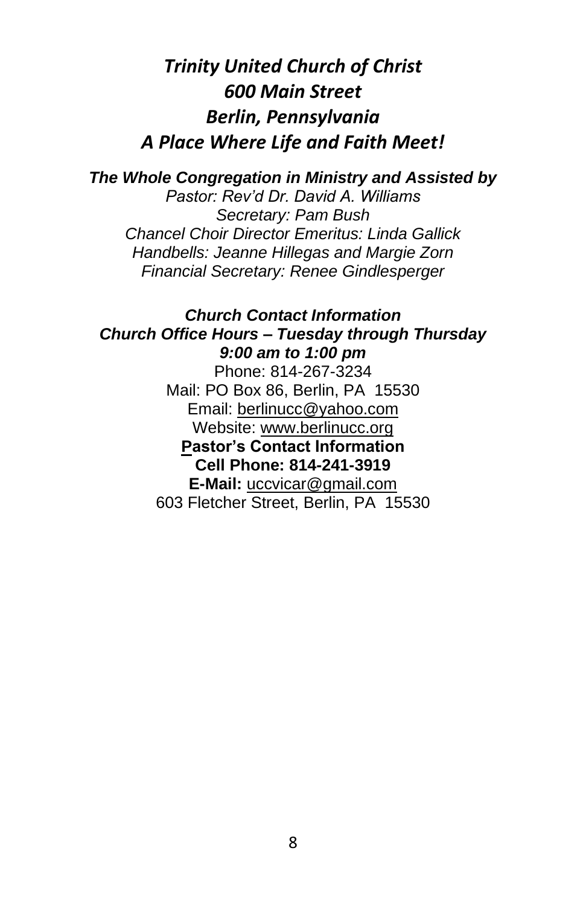# *Trinity United Church of Christ*
# *600 Main Street*
# *Berlin, Pennsylvania*
# *A Place Where Life and Faith Meet!*

***The Whole Congregation in Ministry and Assisted by***

*Pastor: Rev'd Dr. David A. Williams*
*Secretary: Pam Bush*
*Chancel Choir Director Emeritus: Linda Gallick*
*Handbells: Jeanne Hillegas and Margie Zorn*
*Financial Secretary: Renee Gindlesperger*

***Church Contact Information***
***Church Office Hours – Tuesday through Thursday***
***9:00 am to 1:00 pm***

Phone: 814-267-3234
Mail: PO Box 86, Berlin, PA 15530
Email: berlinucc@yahoo.com
Website: www.berlinucc.org

**Pastor's Contact Information**
**Cell Phone: 814-241-3919**
**E-Mail:** uccvicar@gmail.com
603 Fletcher Street, Berlin, PA 15530